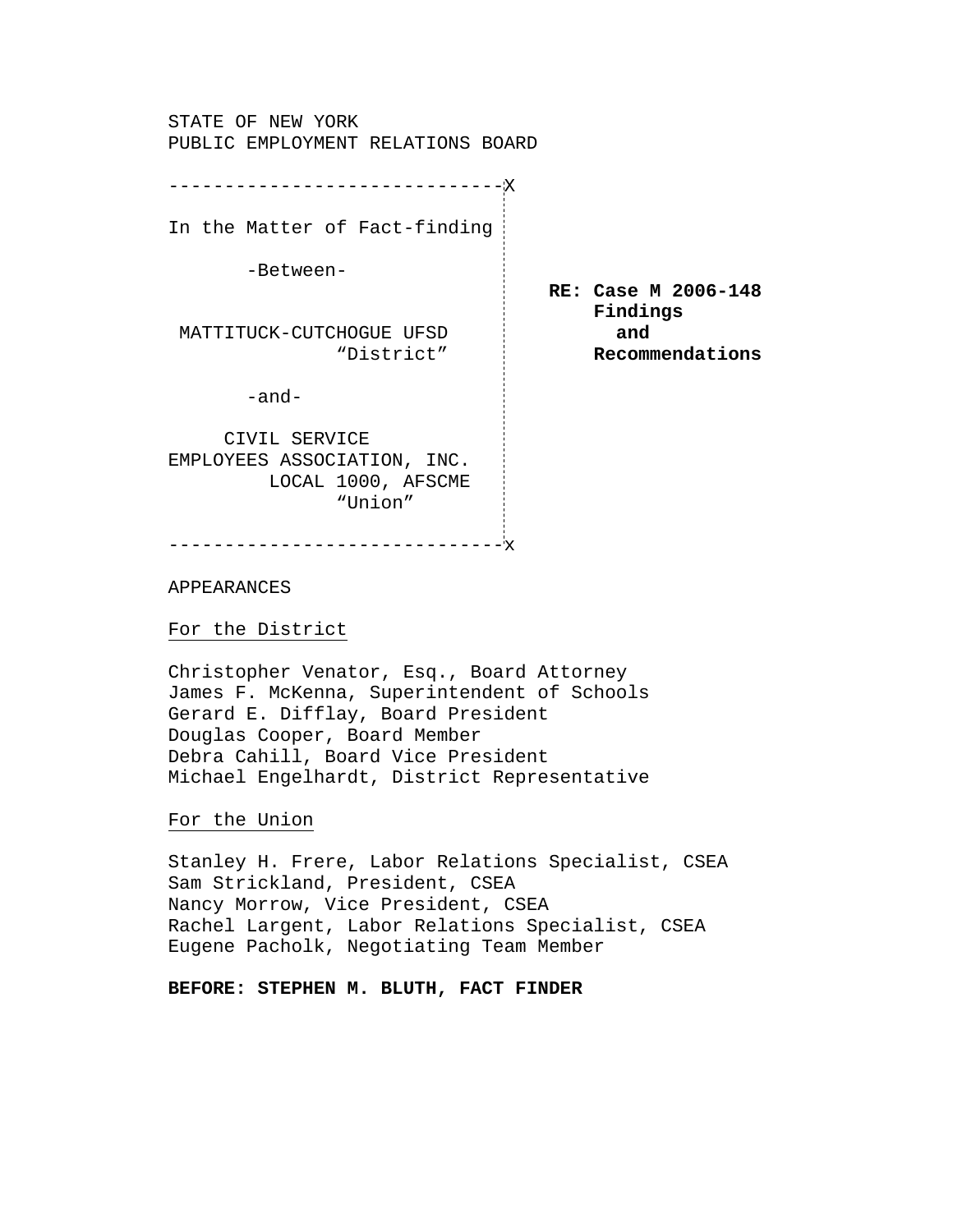STATE OF NEW YORK
PUBLIC EMPLOYMENT RELATIONS BOARD

| | |
|---|---|
| In the Matter of Fact-finding<br><br>-Between-<br><br>MATTITUCK-CUTCHOGUE UFSD<br>"District"<br><br>-and-<br><br>CIVIL SERVICE<br>EMPLOYEES ASSOCIATION, INC.<br>LOCAL 1000, AFSCME<br>"Union" | **RE: Case M 2006-148**<br>**Findings**<br>**and**<br>**Recommendations** |

APPEARANCES

For the District

Christopher Venator, Esq., Board Attorney
James F. McKenna, Superintendent of Schools
Gerard E. Difflay, Board President
Douglas Cooper, Board Member
Debra Cahill, Board Vice President
Michael Engelhardt, District Representative

For the Union

Stanley H. Frere, Labor Relations Specialist, CSEA
Sam Strickland, President, CSEA
Nancy Morrow, Vice President, CSEA
Rachel Largent, Labor Relations Specialist, CSEA
Eugene Pacholk, Negotiating Team Member

**BEFORE: STEPHEN M. BLUTH, FACT FINDER**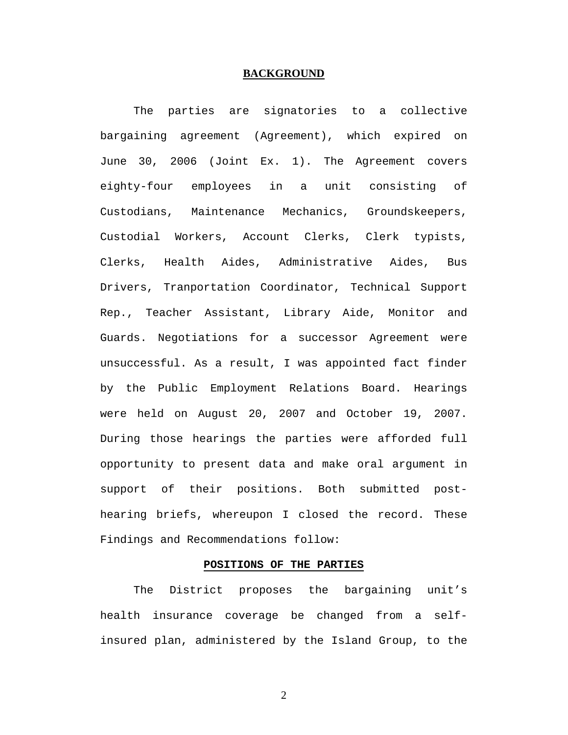## BACKGROUND

The parties are signatories to a collective bargaining agreement (Agreement), which expired on June 30, 2006 (Joint Ex. 1). The Agreement covers eighty-four employees in a unit consisting of Custodians, Maintenance Mechanics, Groundskeepers, Custodial Workers, Account Clerks, Clerk typists, Clerks, Health Aides, Administrative Aides, Bus Drivers, Tranportation Coordinator, Technical Support Rep., Teacher Assistant, Library Aide, Monitor and Guards. Negotiations for a successor Agreement were unsuccessful. As a result, I was appointed fact finder by the Public Employment Relations Board. Hearings were held on August 20, 2007 and October 19, 2007. During those hearings the parties were afforded full opportunity to present data and make oral argument in support of their positions. Both submitted post-hearing briefs, whereupon I closed the record. These Findings and Recommendations follow:

## POSITIONS OF THE PARTIES

The District proposes the bargaining unit's health insurance coverage be changed from a self-insured plan, administered by the Island Group, to the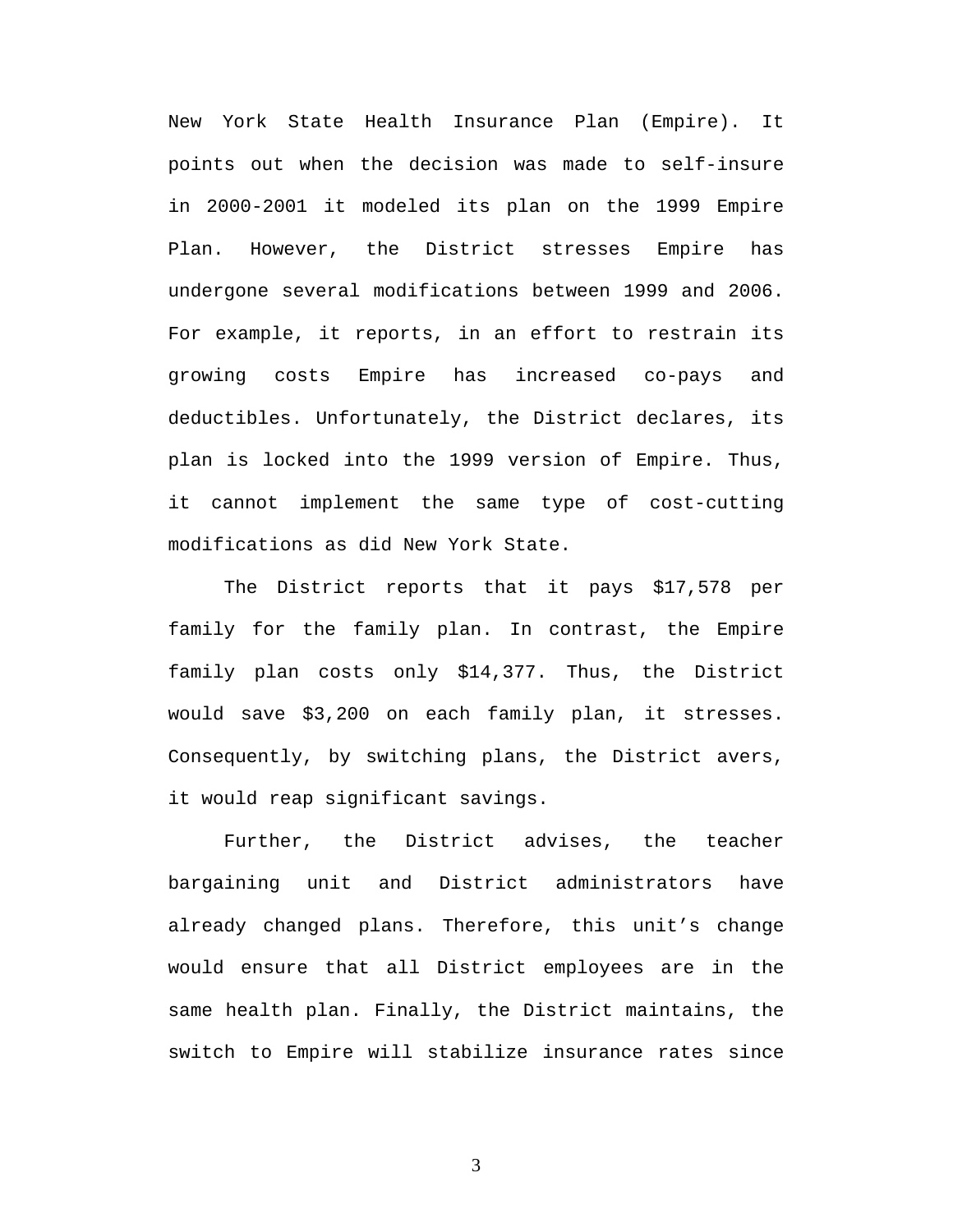New York State Health Insurance Plan (Empire). It points out when the decision was made to self-insure in 2000-2001 it modeled its plan on the 1999 Empire Plan. However, the District stresses Empire has undergone several modifications between 1999 and 2006. For example, it reports, in an effort to restrain its growing costs Empire has increased co-pays and deductibles. Unfortunately, the District declares, its plan is locked into the 1999 version of Empire. Thus, it cannot implement the same type of cost-cutting modifications as did New York State.

The District reports that it pays $17,578 per family for the family plan. In contrast, the Empire family plan costs only $14,377. Thus, the District would save $3,200 on each family plan, it stresses. Consequently, by switching plans, the District avers, it would reap significant savings.

Further, the District advises, the teacher bargaining unit and District administrators have already changed plans. Therefore, this unit's change would ensure that all District employees are in the same health plan. Finally, the District maintains, the switch to Empire will stabilize insurance rates since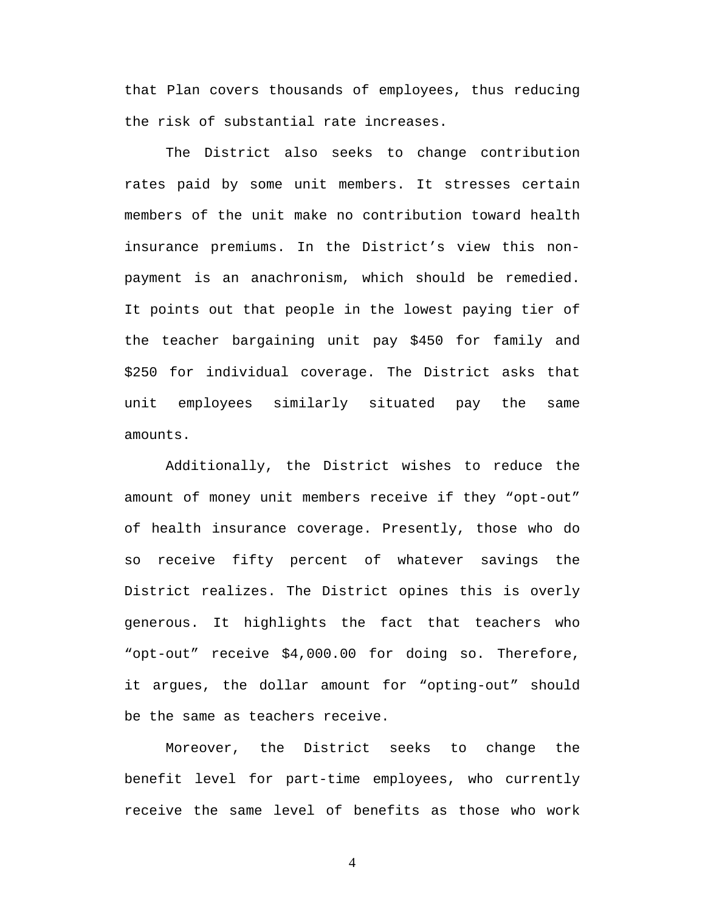that Plan covers thousands of employees, thus reducing the risk of substantial rate increases.

The District also seeks to change contribution rates paid by some unit members. It stresses certain members of the unit make no contribution toward health insurance premiums. In the District's view this non-payment is an anachronism, which should be remedied. It points out that people in the lowest paying tier of the teacher bargaining unit pay $450 for family and $250 for individual coverage. The District asks that unit employees similarly situated pay the same amounts.

Additionally, the District wishes to reduce the amount of money unit members receive if they "opt-out" of health insurance coverage. Presently, those who do so receive fifty percent of whatever savings the District realizes. The District opines this is overly generous. It highlights the fact that teachers who "opt-out" receive $4,000.00 for doing so. Therefore, it argues, the dollar amount for "opting-out" should be the same as teachers receive.

Moreover, the District seeks to change the benefit level for part-time employees, who currently receive the same level of benefits as those who work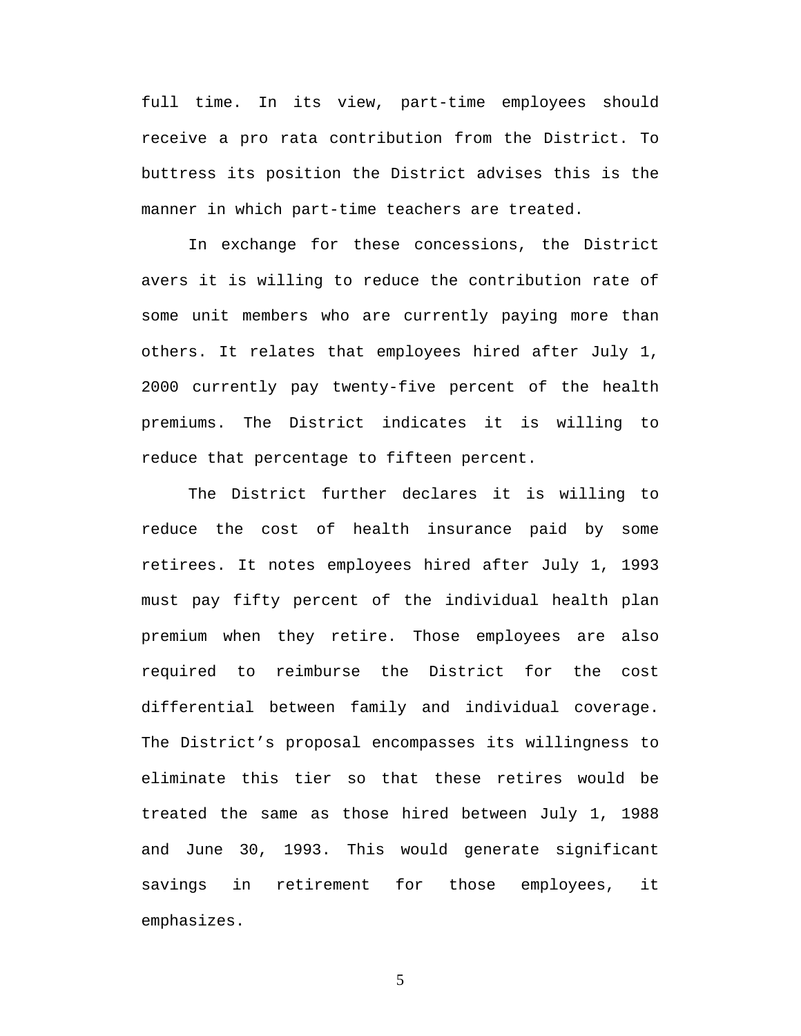full time. In its view, part-time employees should receive a pro rata contribution from the District. To buttress its position the District advises this is the manner in which part-time teachers are treated.

In exchange for these concessions, the District avers it is willing to reduce the contribution rate of some unit members who are currently paying more than others. It relates that employees hired after July 1, 2000 currently pay twenty-five percent of the health premiums. The District indicates it is willing to reduce that percentage to fifteen percent.

The District further declares it is willing to reduce the cost of health insurance paid by some retirees. It notes employees hired after July 1, 1993 must pay fifty percent of the individual health plan premium when they retire. Those employees are also required to reimburse the District for the cost differential between family and individual coverage. The District's proposal encompasses its willingness to eliminate this tier so that these retires would be treated the same as those hired between July 1, 1988 and June 30, 1993. This would generate significant savings in retirement for those employees, it emphasizes.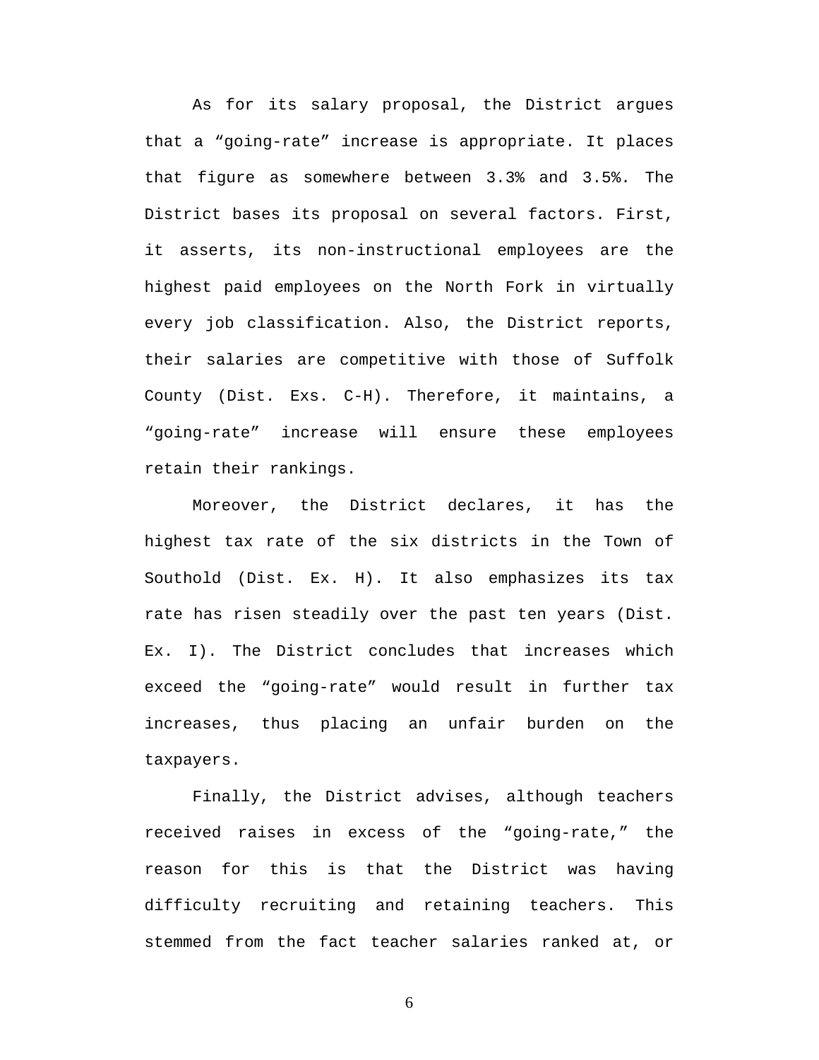As for its salary proposal, the District argues that a “going-rate” increase is appropriate. It places that figure as somewhere between 3.3% and 3.5%. The District bases its proposal on several factors. First, it asserts, its non-instructional employees are the highest paid employees on the North Fork in virtually every job classification. Also, the District reports, their salaries are competitive with those of Suffolk County (Dist. Exs. C-H). Therefore, it maintains, a “going-rate” increase will ensure these employees retain their rankings.

Moreover, the District declares, it has the highest tax rate of the six districts in the Town of Southold (Dist. Ex. H). It also emphasizes its tax rate has risen steadily over the past ten years (Dist. Ex. I). The District concludes that increases which exceed the “going-rate” would result in further tax increases, thus placing an unfair burden on the taxpayers.

Finally, the District advises, although teachers received raises in excess of the “going-rate,” the reason for this is that the District was having difficulty recruiting and retaining teachers. This stemmed from the fact teacher salaries ranked at, or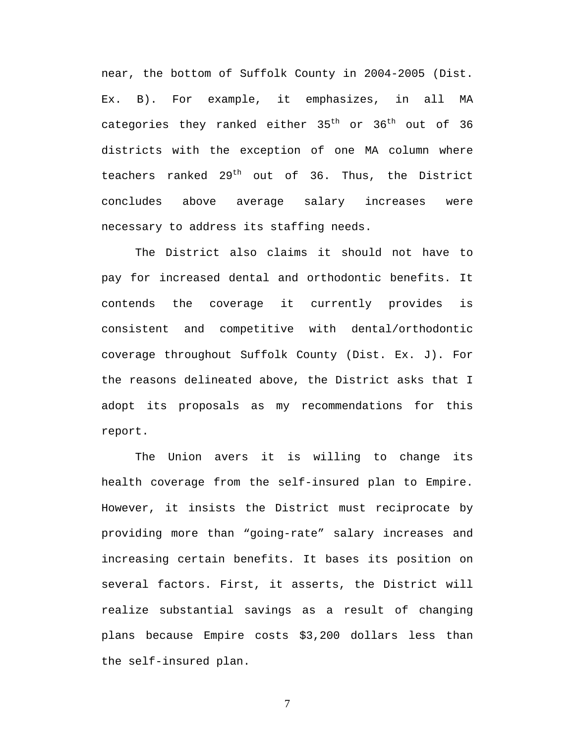near, the bottom of Suffolk County in 2004-2005 (Dist. Ex. B). For example, it emphasizes, in all MA categories they ranked either 35th or 36th out of 36 districts with the exception of one MA column where teachers ranked 29th out of 36. Thus, the District concludes above average salary increases were necessary to address its staffing needs.

The District also claims it should not have to pay for increased dental and orthodontic benefits. It contends the coverage it currently provides is consistent and competitive with dental/orthodontic coverage throughout Suffolk County (Dist. Ex. J). For the reasons delineated above, the District asks that I adopt its proposals as my recommendations for this report.

The Union avers it is willing to change its health coverage from the self-insured plan to Empire. However, it insists the District must reciprocate by providing more than “going-rate” salary increases and increasing certain benefits. It bases its position on several factors. First, it asserts, the District will realize substantial savings as a result of changing plans because Empire costs $3,200 dollars less than the self-insured plan.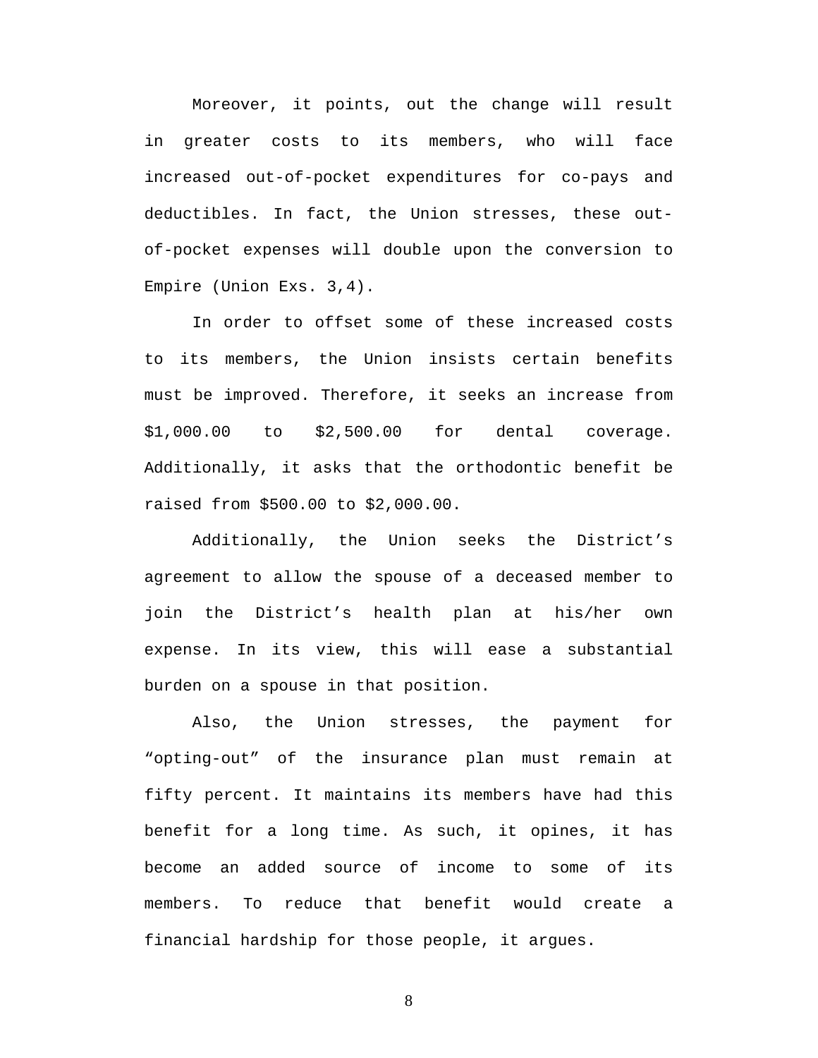Moreover, it points, out the change will result in greater costs to its members, who will face increased out-of-pocket expenditures for co-pays and deductibles. In fact, the Union stresses, these out-of-pocket expenses will double upon the conversion to Empire (Union Exs. 3,4).

In order to offset some of these increased costs to its members, the Union insists certain benefits must be improved. Therefore, it seeks an increase from $1,000.00 to $2,500.00 for dental coverage. Additionally, it asks that the orthodontic benefit be raised from $500.00 to $2,000.00.

Additionally, the Union seeks the District's agreement to allow the spouse of a deceased member to join the District's health plan at his/her own expense. In its view, this will ease a substantial burden on a spouse in that position.

Also, the Union stresses, the payment for "opting-out" of the insurance plan must remain at fifty percent. It maintains its members have had this benefit for a long time. As such, it opines, it has become an added source of income to some of its members. To reduce that benefit would create a financial hardship for those people, it argues.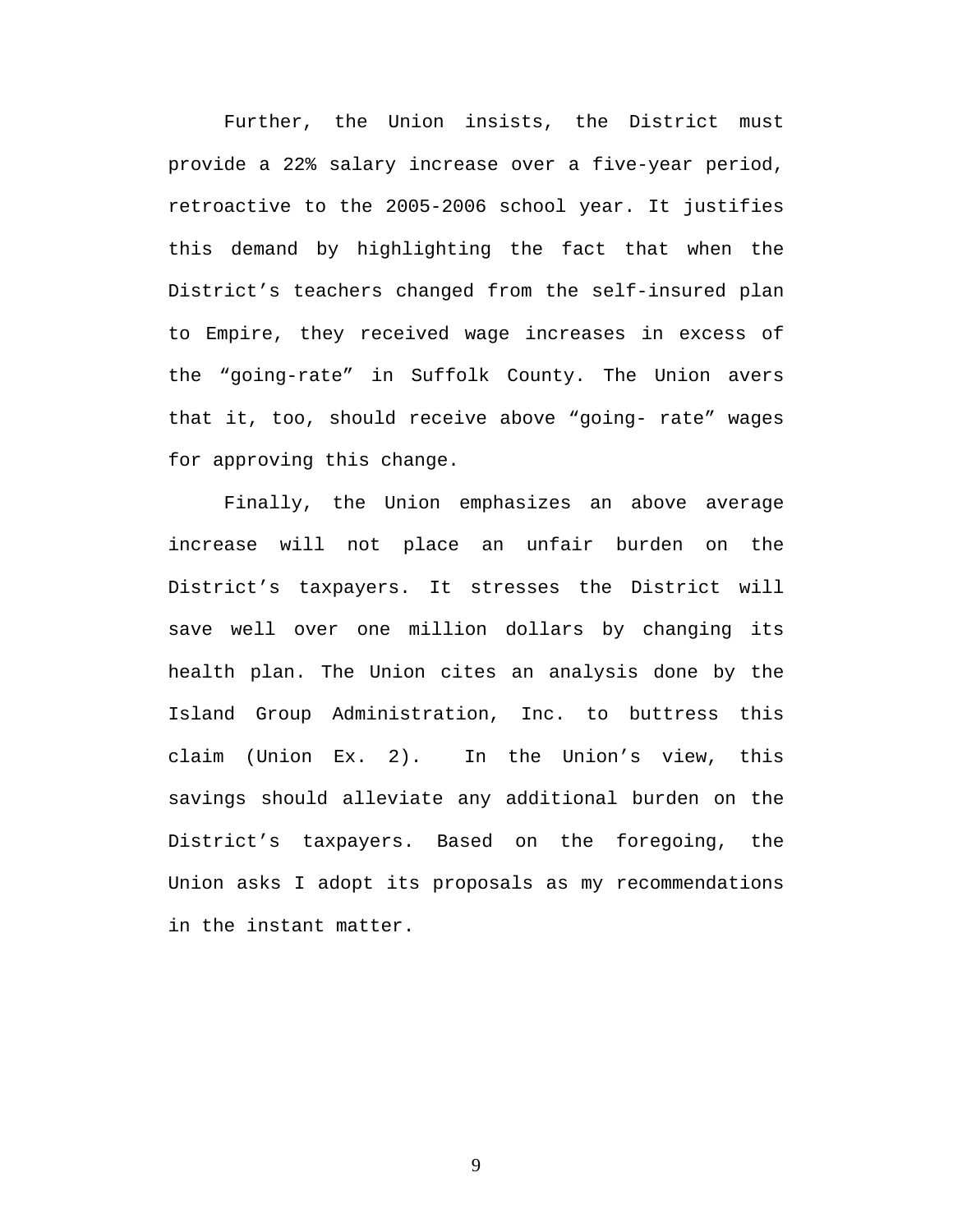Further, the Union insists, the District must provide a 22% salary increase over a five-year period, retroactive to the 2005-2006 school year. It justifies this demand by highlighting the fact that when the District's teachers changed from the self-insured plan to Empire, they received wage increases in excess of the "going-rate" in Suffolk County. The Union avers that it, too, should receive above "going- rate" wages for approving this change.

Finally, the Union emphasizes an above average increase will not place an unfair burden on the District's taxpayers. It stresses the District will save well over one million dollars by changing its health plan. The Union cites an analysis done by the Island Group Administration, Inc. to buttress this claim (Union Ex. 2). In the Union's view, this savings should alleviate any additional burden on the District's taxpayers. Based on the foregoing, the Union asks I adopt its proposals as my recommendations in the instant matter.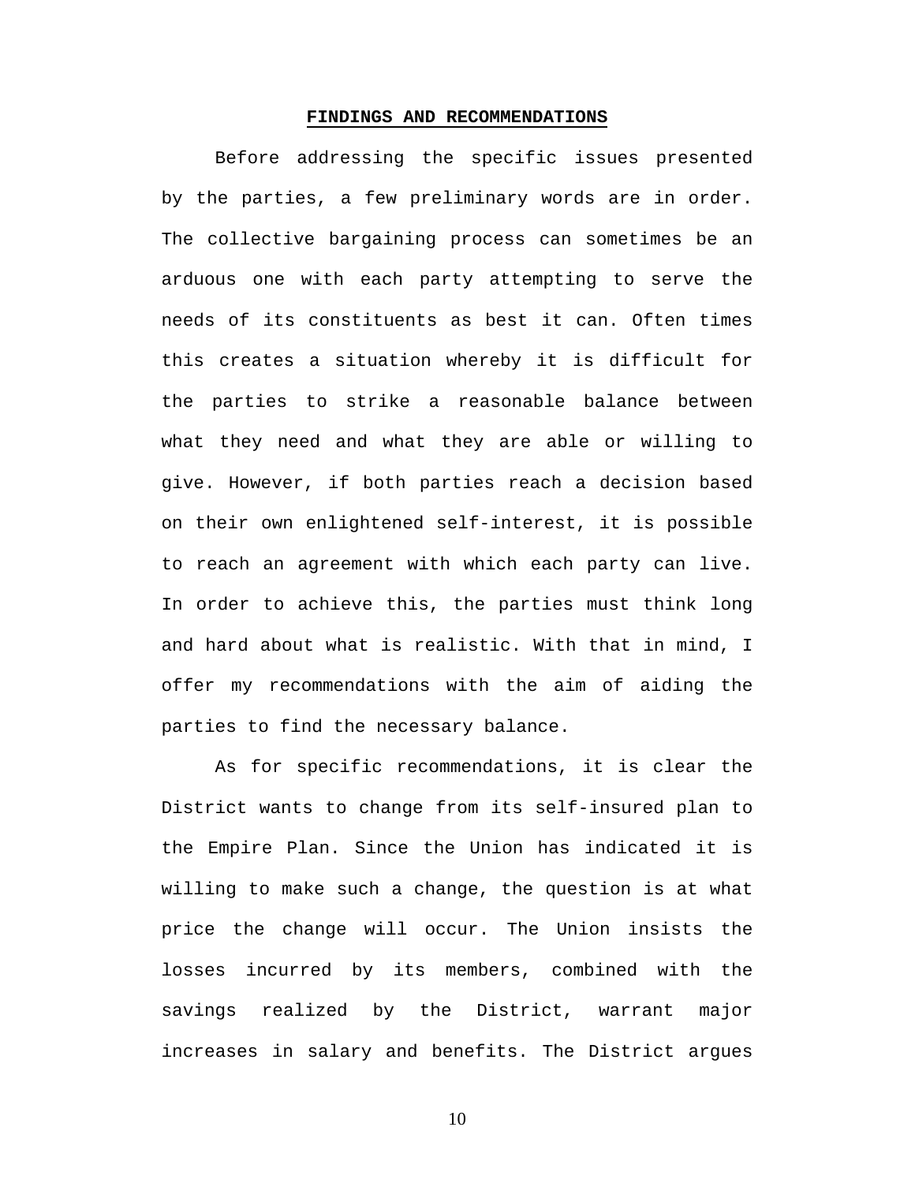## **FINDINGS AND RECOMMENDATIONS**

Before addressing the specific issues presented by the parties, a few preliminary words are in order. The collective bargaining process can sometimes be an arduous one with each party attempting to serve the needs of its constituents as best it can. Often times this creates a situation whereby it is difficult for the parties to strike a reasonable balance between what they need and what they are able or willing to give. However, if both parties reach a decision based on their own enlightened self-interest, it is possible to reach an agreement with which each party can live. In order to achieve this, the parties must think long and hard about what is realistic. With that in mind, I offer my recommendations with the aim of aiding the parties to find the necessary balance.

As for specific recommendations, it is clear the District wants to change from its self-insured plan to the Empire Plan. Since the Union has indicated it is willing to make such a change, the question is at what price the change will occur. The Union insists the losses incurred by its members, combined with the savings realized by the District, warrant major increases in salary and benefits. The District argues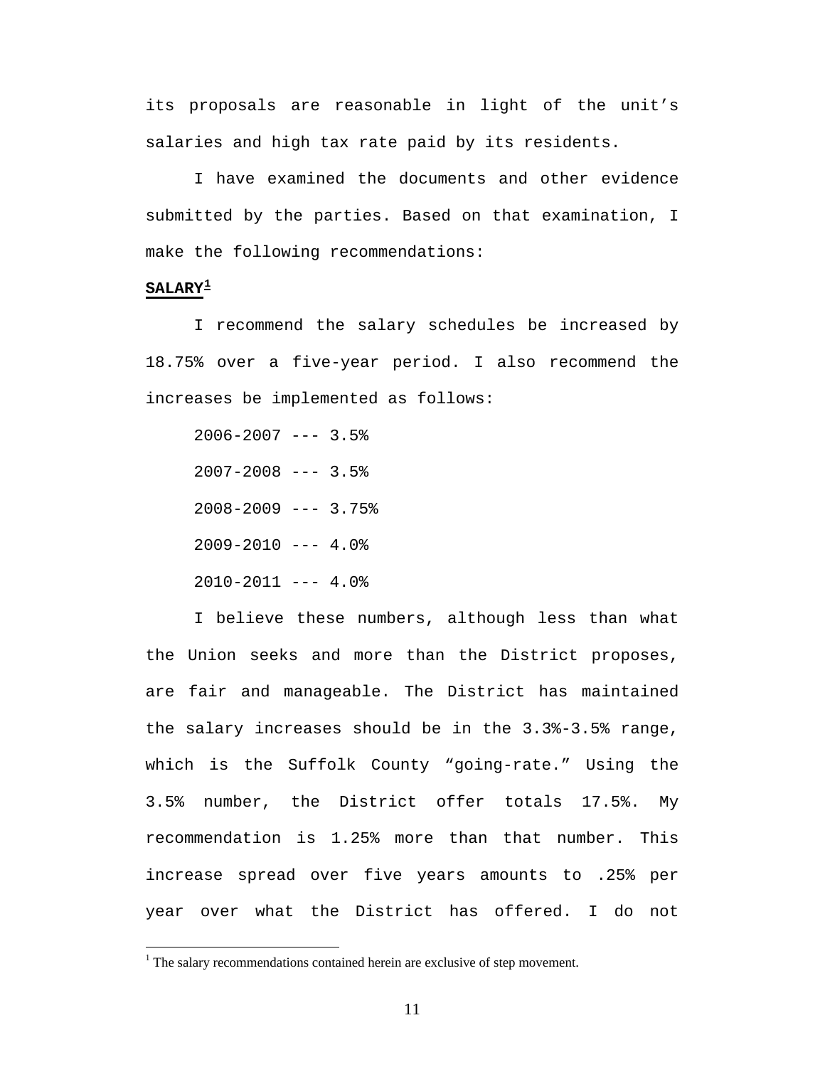its proposals are reasonable in light of the unit's salaries and high tax rate paid by its residents.

I have examined the documents and other evidence submitted by the parties. Based on that examination, I make the following recommendations:

**SALARY[1]**

I recommend the salary schedules be increased by 18.75% over a five-year period. I also recommend the increases be implemented as follows:

2006-2007 --- 3.5%

2007-2008 --- 3.5%

2008-2009 --- 3.75%

2009-2010 --- 4.0%

2010-2011 --- 4.0%

I believe these numbers, although less than what the Union seeks and more than the District proposes, are fair and manageable. The District has maintained the salary increases should be in the 3.3%-3.5% range, which is the Suffolk County "going-rate." Using the 3.5% number, the District offer totals 17.5%. My recommendation is 1.25% more than that number. This increase spread over five years amounts to .25% per year over what the District has offered. I do not

[1] The salary recommendations contained herein are exclusive of step movement.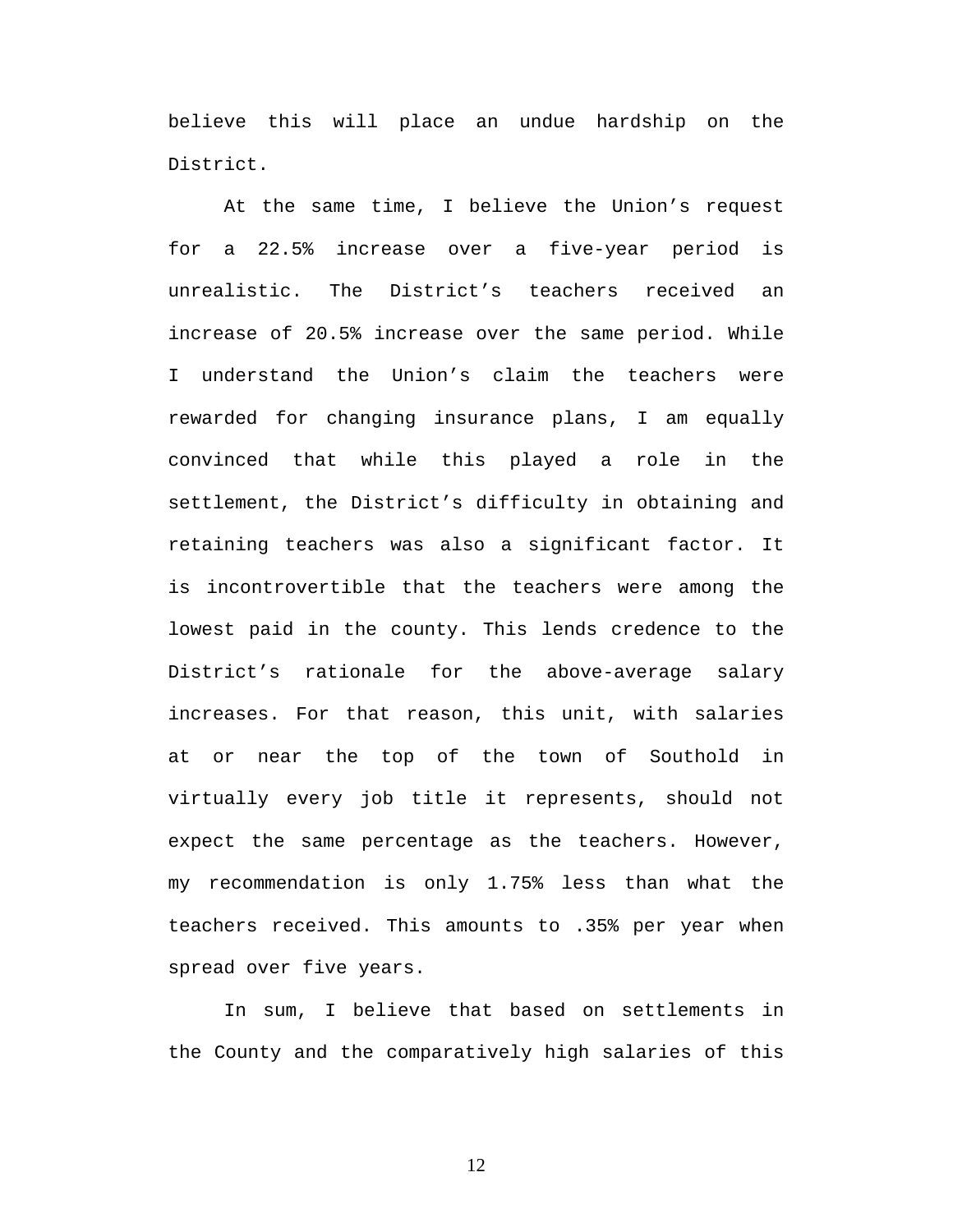believe this will place an undue hardship on the District.

At the same time, I believe the Union's request for a 22.5% increase over a five-year period is unrealistic. The District's teachers received an increase of 20.5% increase over the same period. While I understand the Union's claim the teachers were rewarded for changing insurance plans, I am equally convinced that while this played a role in the settlement, the District's difficulty in obtaining and retaining teachers was also a significant factor. It is incontrovertible that the teachers were among the lowest paid in the county. This lends credence to the District's rationale for the above-average salary increases. For that reason, this unit, with salaries at or near the top of the town of Southold in virtually every job title it represents, should not expect the same percentage as the teachers. However, my recommendation is only 1.75% less than what the teachers received. This amounts to .35% per year when spread over five years.

In sum, I believe that based on settlements in the County and the comparatively high salaries of this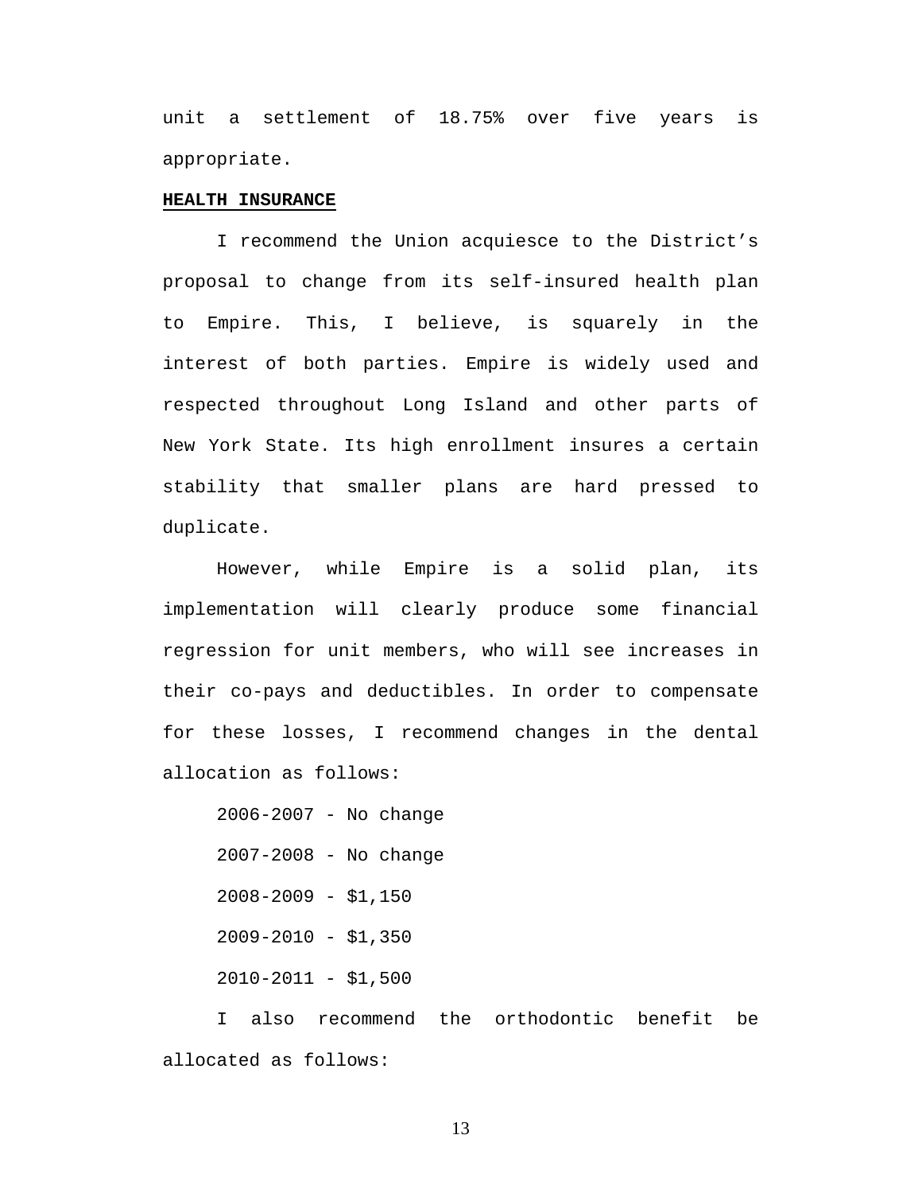unit a settlement of 18.75% over five years is appropriate.

**HEALTH INSURANCE**

I recommend the Union acquiesce to the District's proposal to change from its self-insured health plan to Empire. This, I believe, is squarely in the interest of both parties. Empire is widely used and respected throughout Long Island and other parts of New York State. Its high enrollment insures a certain stability that smaller plans are hard pressed to duplicate.

However, while Empire is a solid plan, its implementation will clearly produce some financial regression for unit members, who will see increases in their co-pays and deductibles. In order to compensate for these losses, I recommend changes in the dental allocation as follows:

2006-2007 - No change

2007-2008 - No change

2008-2009 - $1,150

2009-2010 - $1,350

2010-2011 - $1,500

I also recommend the orthodontic benefit be allocated as follows: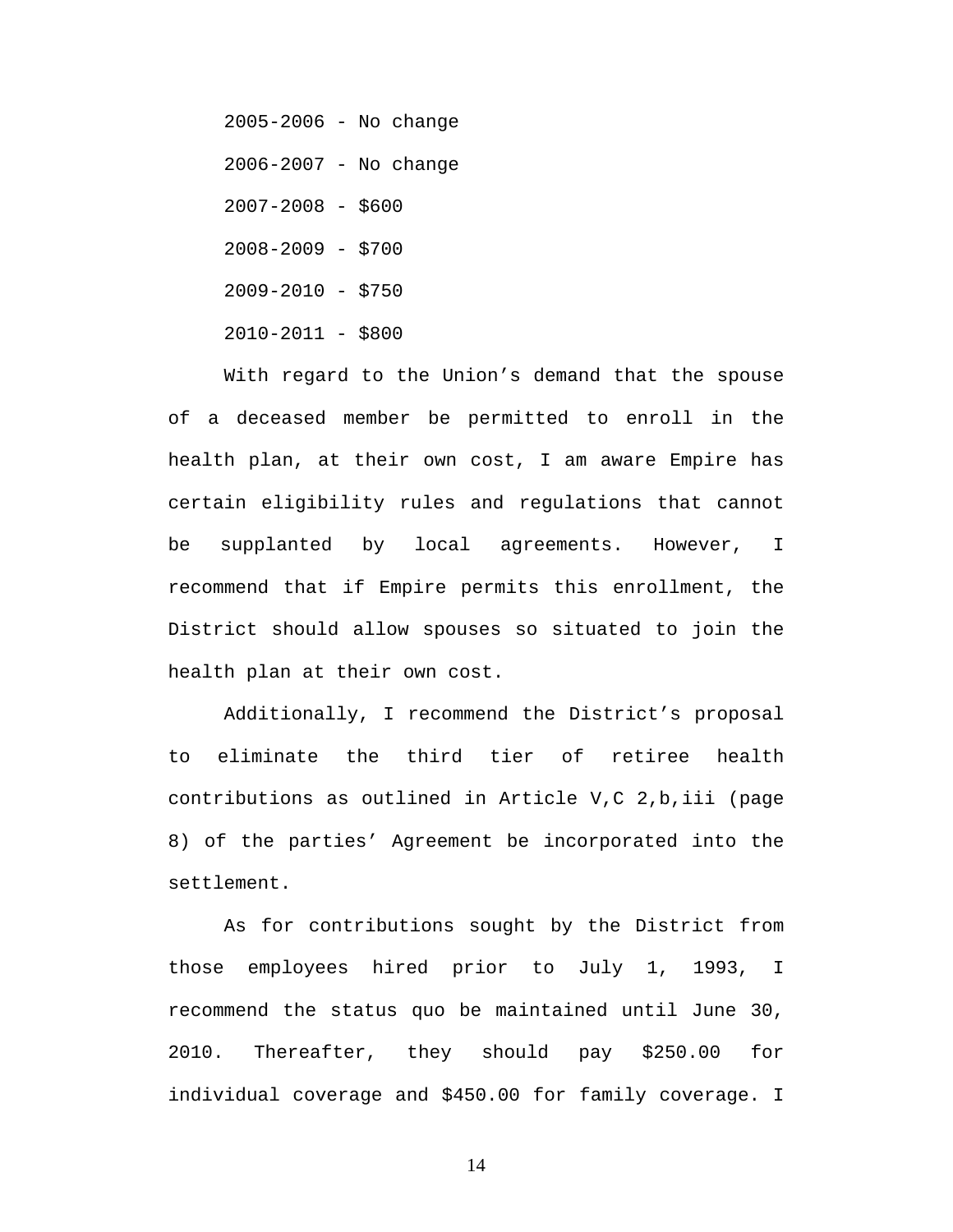2005-2006 - No change

2006-2007 - No change

2007-2008 - $600

2008-2009 - $700

2009-2010 - $750

2010-2011 - $800

With regard to the Union's demand that the spouse of a deceased member be permitted to enroll in the health plan, at their own cost, I am aware Empire has certain eligibility rules and regulations that cannot be supplanted by local agreements. However, I recommend that if Empire permits this enrollment, the District should allow spouses so situated to join the health plan at their own cost.

Additionally, I recommend the District's proposal to eliminate the third tier of retiree health contributions as outlined in Article V,C 2,b,iii (page 8) of the parties' Agreement be incorporated into the settlement.

As for contributions sought by the District from those employees hired prior to July 1, 1993, I recommend the status quo be maintained until June 30, 2010. Thereafter, they should pay $250.00 for individual coverage and $450.00 for family coverage. I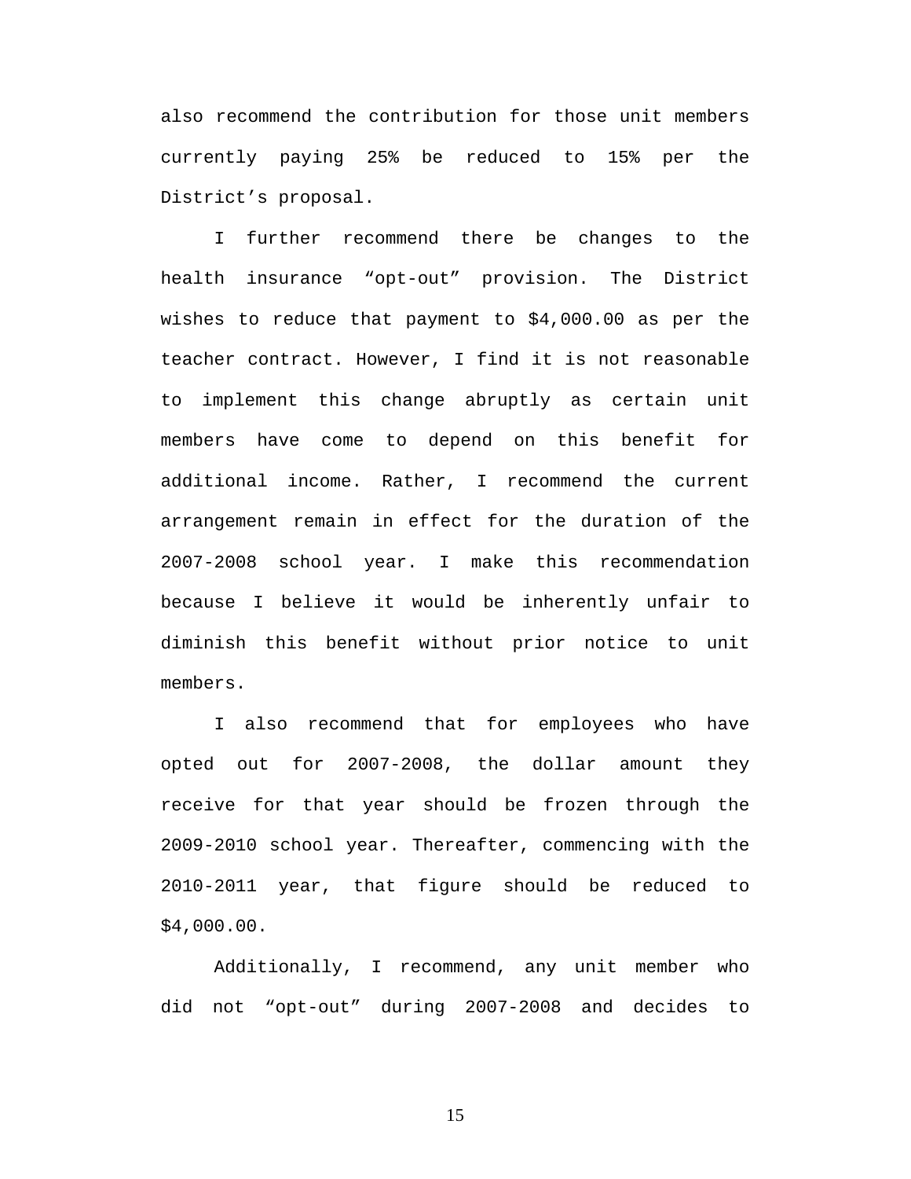also recommend the contribution for those unit members currently paying 25% be reduced to 15% per the District's proposal.

I further recommend there be changes to the health insurance "opt-out" provision. The District wishes to reduce that payment to $4,000.00 as per the teacher contract. However, I find it is not reasonable to implement this change abruptly as certain unit members have come to depend on this benefit for additional income. Rather, I recommend the current arrangement remain in effect for the duration of the 2007-2008 school year. I make this recommendation because I believe it would be inherently unfair to diminish this benefit without prior notice to unit members.

I also recommend that for employees who have opted out for 2007-2008, the dollar amount they receive for that year should be frozen through the 2009-2010 school year. Thereafter, commencing with the 2010-2011 year, that figure should be reduced to $4,000.00.

Additionally, I recommend, any unit member who did not "opt-out" during 2007-2008 and decides to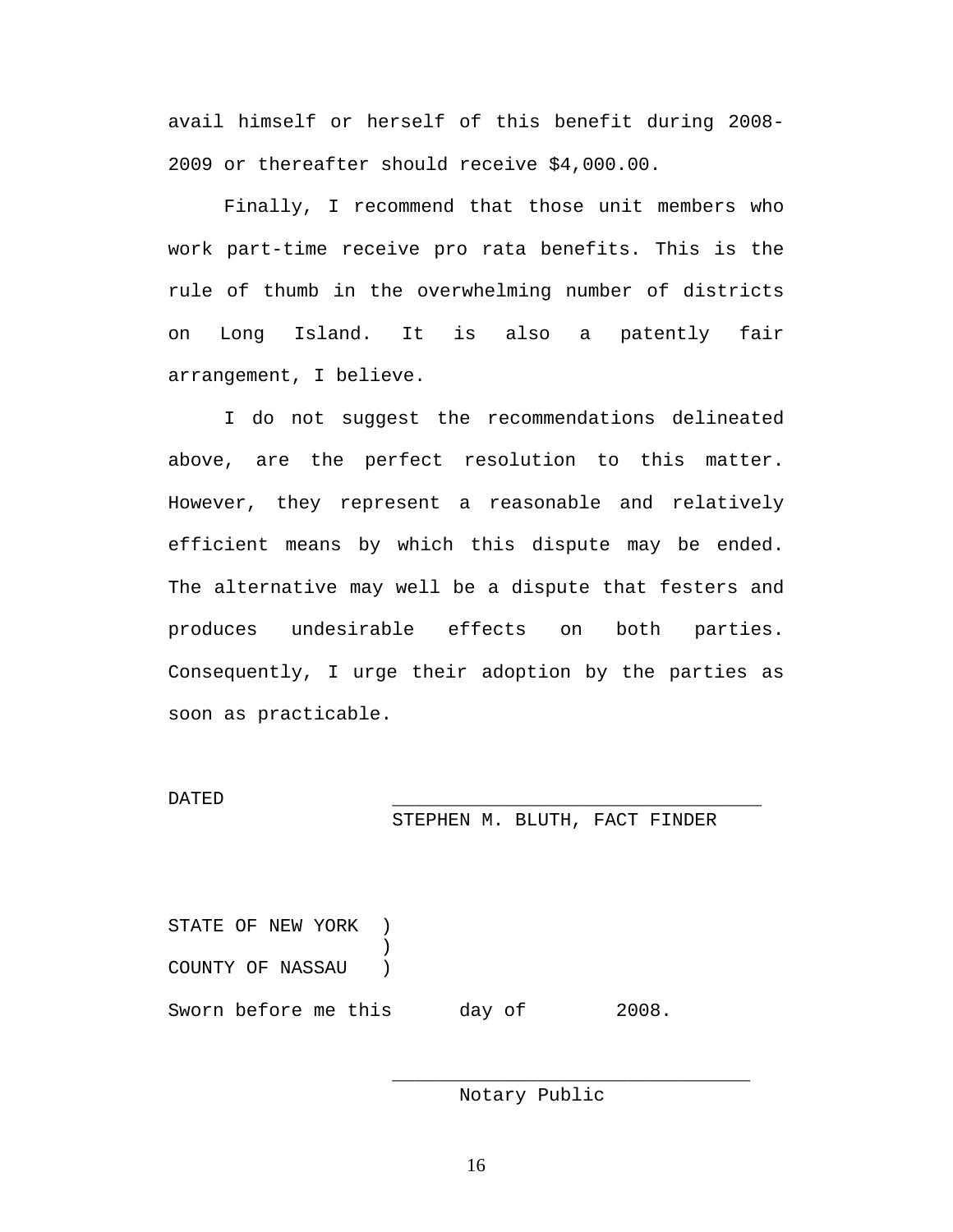avail himself or herself of this benefit during 2008-2009 or thereafter should receive $4,000.00.

Finally, I recommend that those unit members who work part-time receive pro rata benefits. This is the rule of thumb in the overwhelming number of districts on Long Island. It is also a patently fair arrangement, I believe.

I do not suggest the recommendations delineated above, are the perfect resolution to this matter. However, they represent a reasonable and relatively efficient means by which this dispute may be ended. The alternative may well be a dispute that festers and produces undesirable effects on both parties. Consequently, I urge their adoption by the parties as soon as practicable.

DATED ________________________________

STEPHEN M. BLUTH, FACT FINDER

STATE OF NEW YORK )
)
COUNTY OF NASSAU )

Sworn before me this day of 2008.

________________________________

Notary Public